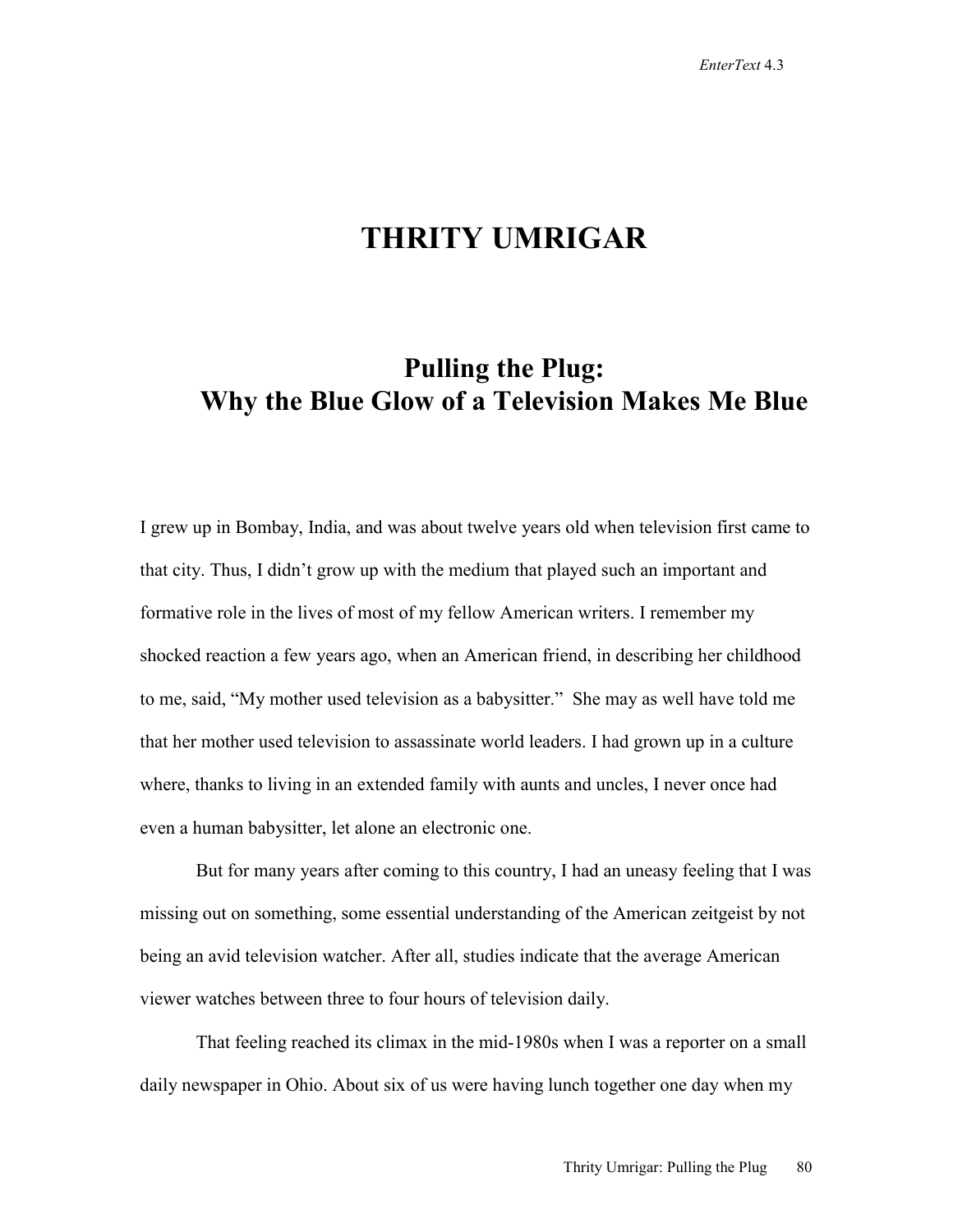# THRITY UMRIGAR

## Pulling the Plug: Why the Blue Glow of a Television Makes Me Blue

I grew up in Bombay, India, and was about twelve years old when television first came to that city. Thus, I didn't grow up with the medium that played such an important and formative role in the lives of most of my fellow American writers. I remember my shocked reaction a few years ago, when an American friend, in describing her childhood to me, said, "My mother used television as a babysitter." She may as well have told me that her mother used television to assassinate world leaders. I had grown up in a culture where, thanks to living in an extended family with aunts and uncles, I never once had even a human babysitter, let alone an electronic one.

But for many years after coming to this country, I had an uneasy feeling that I was missing out on something, some essential understanding of the American zeitgeist by not being an avid television watcher. After all, studies indicate that the average American viewer watches between three to four hours of television daily.

That feeling reached its climax in the mid-1980s when I was a reporter on a small daily newspaper in Ohio. About six of us were having lunch together one day when my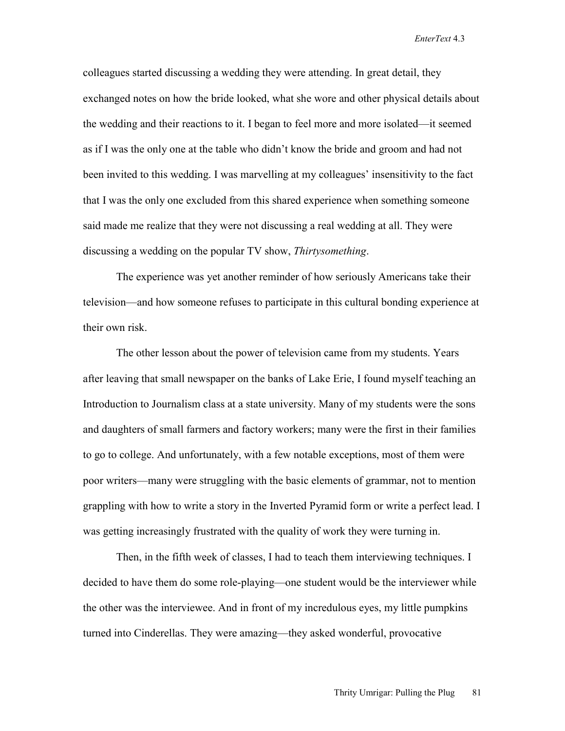colleagues started discussing a wedding they were attending. In great detail, they exchanged notes on how the bride looked, what she wore and other physical details about the wedding and their reactions to it. I began to feel more and more isolated—it seemed as if I was the only one at the table who didn't know the bride and groom and had not been invited to this wedding. I was marvelling at my colleagues' insensitivity to the fact that I was the only one excluded from this shared experience when something someone said made me realize that they were not discussing a real wedding at all. They were discussing a wedding on the popular TV show, *Thirtysomething*.

The experience was yet another reminder of how seriously Americans take their television—and how someone refuses to participate in this cultural bonding experience at their own risk.

The other lesson about the power of television came from my students. Years after leaving that small newspaper on the banks of Lake Erie, I found myself teaching an Introduction to Journalism class at a state university. Many of my students were the sons and daughters of small farmers and factory workers; many were the first in their families to go to college. And unfortunately, with a few notable exceptions, most of them were poor writers—many were struggling with the basic elements of grammar, not to mention grappling with how to write a story in the Inverted Pyramid form or write a perfect lead. I was getting increasingly frustrated with the quality of work they were turning in.

Then, in the fifth week of classes, I had to teach them interviewing techniques. I decided to have them do some role-playing—one student would be the interviewer while the other was the interviewee. And in front of my incredulous eyes, my little pumpkins turned into Cinderellas. They were amazing—they asked wonderful, provocative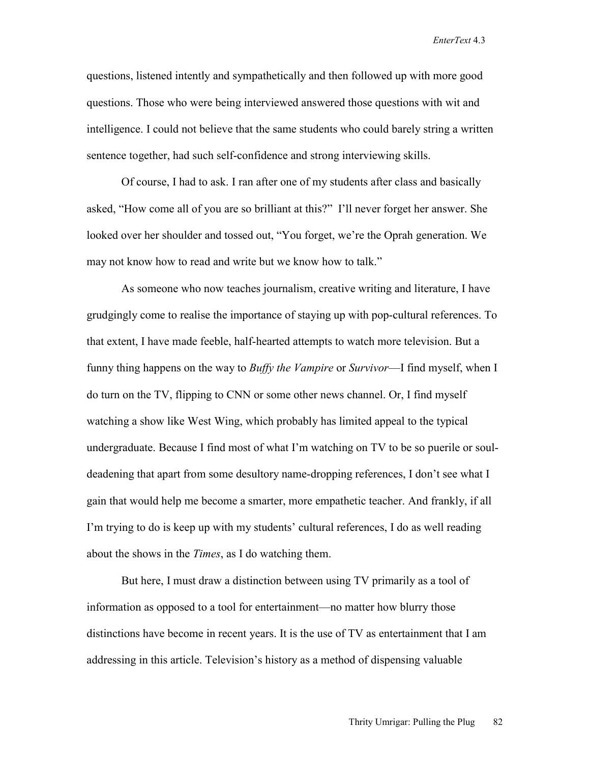questions, listened intently and sympathetically and then followed up with more good questions. Those who were being interviewed answered those questions with wit and intelligence. I could not believe that the same students who could barely string a written sentence together, had such self-confidence and strong interviewing skills.

Of course, I had to ask. I ran after one of my students after class and basically asked, "How come all of you are so brilliant at this?" I'll never forget her answer. She looked over her shoulder and tossed out, "You forget, we're the Oprah generation. We may not know how to read and write but we know how to talk."

As someone who now teaches journalism, creative writing and literature, I have grudgingly come to realise the importance of staying up with pop-cultural references. To that extent, I have made feeble, half-hearted attempts to watch more television. But a funny thing happens on the way to *Buffy the Vampire* or *Survivor*—I find myself, when I do turn on the TV, flipping to CNN or some other news channel. Or, I find myself watching a show like West Wing, which probably has limited appeal to the typical undergraduate. Because I find most of what I'm watching on TV to be so puerile or soul-deadening that apart from some desultory name-dropping references, I don't see what I gain that would help me become a smarter, more empathetic teacher. And frankly, if all I'm trying to do is keep up with my students' cultural references, I do as well reading about the shows in the *Times*, as I do watching them.

But here, I must draw a distinction between using TV primarily as a tool of information as opposed to a tool for entertainment—no matter how blurry those distinctions have become in recent years. It is the use of TV as entertainment that I am addressing in this article. Television's history as a method of dispensing valuable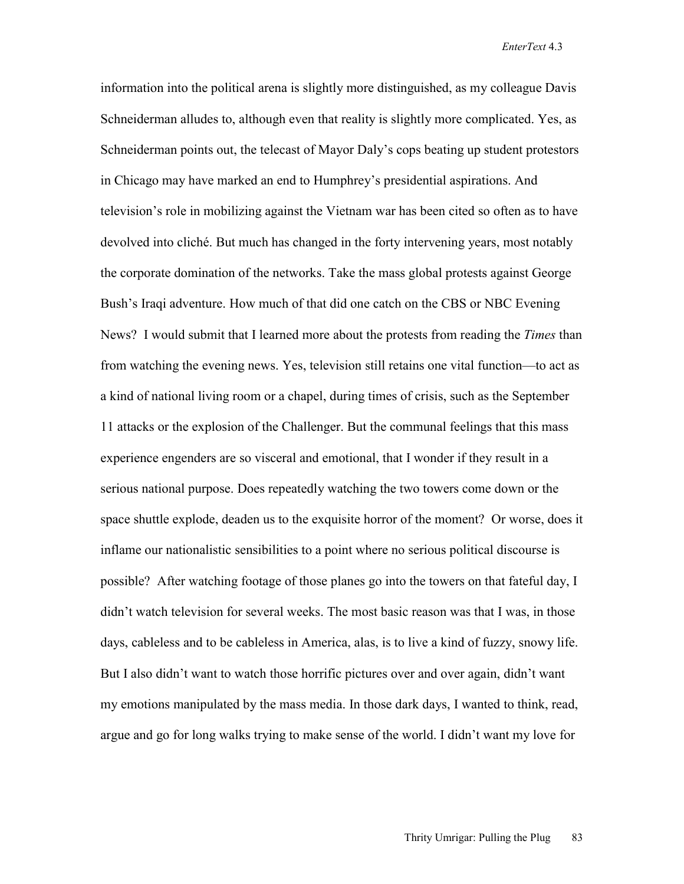information into the political arena is slightly more distinguished, as my colleague Davis Schneiderman alludes to, although even that reality is slightly more complicated. Yes, as Schneiderman points out, the telecast of Mayor Daly's cops beating up student protestors in Chicago may have marked an end to Humphrey's presidential aspirations. And television's role in mobilizing against the Vietnam war has been cited so often as to have devolved into cliché. But much has changed in the forty intervening years, most notably the corporate domination of the networks. Take the mass global protests against George Bush's Iraqi adventure. How much of that did one catch on the CBS or NBC Evening News? I would submit that I learned more about the protests from reading the *Times* than from watching the evening news. Yes, television still retains one vital function—to act as a kind of national living room or a chapel, during times of crisis, such as the September 11 attacks or the explosion of the Challenger. But the communal feelings that this mass experience engenders are so visceral and emotional, that I wonder if they result in a serious national purpose. Does repeatedly watching the two towers come down or the space shuttle explode, deaden us to the exquisite horror of the moment? Or worse, does it inflame our nationalistic sensibilities to a point where no serious political discourse is possible? After watching footage of those planes go into the towers on that fateful day, I didn't watch television for several weeks. The most basic reason was that I was, in those days, cableless and to be cableless in America, alas, is to live a kind of fuzzy, snowy life. But I also didn't want to watch those horrific pictures over and over again, didn't want my emotions manipulated by the mass media. In those dark days, I wanted to think, read, argue and go for long walks trying to make sense of the world. I didn't want my love for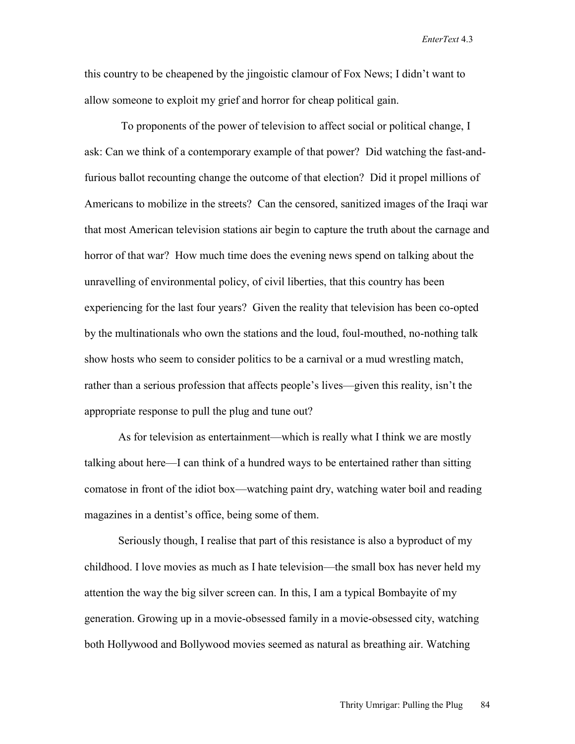this country to be cheapened by the jingoistic clamour of Fox News; I didn't want to allow someone to exploit my grief and horror for cheap political gain.

To proponents of the power of television to affect social or political change, I ask: Can we think of a contemporary example of that power? Did watching the fast-and-furious ballot recounting change the outcome of that election? Did it propel millions of Americans to mobilize in the streets? Can the censored, sanitized images of the Iraqi war that most American television stations air begin to capture the truth about the carnage and horror of that war? How much time does the evening news spend on talking about the unravelling of environmental policy, of civil liberties, that this country has been experiencing for the last four years? Given the reality that television has been co-opted by the multinationals who own the stations and the loud, foul-mouthed, no-nothing talk show hosts who seem to consider politics to be a carnival or a mud wrestling match, rather than a serious profession that affects people's lives—given this reality, isn't the appropriate response to pull the plug and tune out?

As for television as entertainment—which is really what I think we are mostly talking about here—I can think of a hundred ways to be entertained rather than sitting comatose in front of the idiot box—watching paint dry, watching water boil and reading magazines in a dentist's office, being some of them.

Seriously though, I realise that part of this resistance is also a byproduct of my childhood. I love movies as much as I hate television—the small box has never held my attention the way the big silver screen can. In this, I am a typical Bombayite of my generation. Growing up in a movie-obsessed family in a movie-obsessed city, watching both Hollywood and Bollywood movies seemed as natural as breathing air. Watching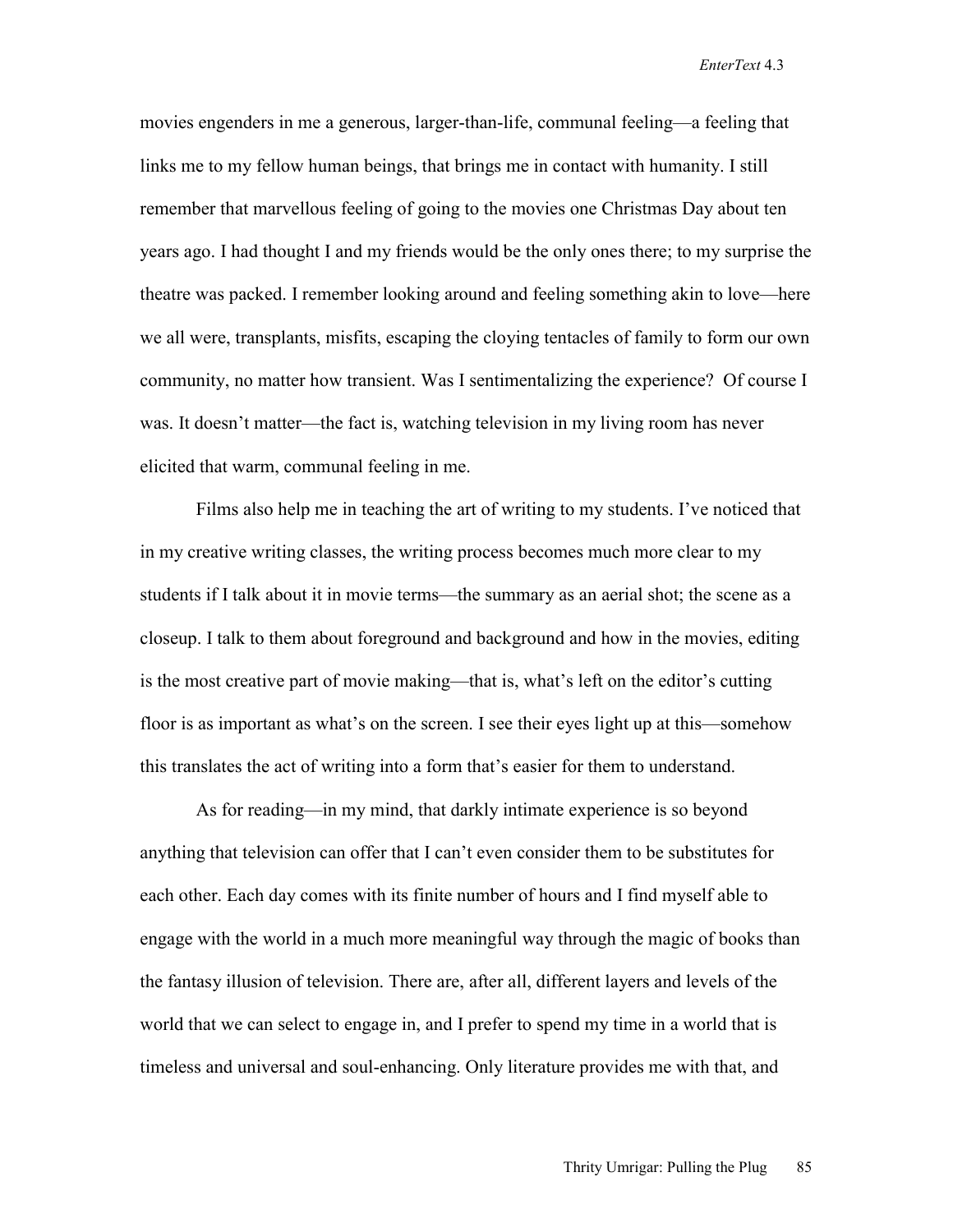movies engenders in me a generous, larger-than-life, communal feeling—a feeling that links me to my fellow human beings, that brings me in contact with humanity. I still remember that marvellous feeling of going to the movies one Christmas Day about ten years ago. I had thought I and my friends would be the only ones there; to my surprise the theatre was packed. I remember looking around and feeling something akin to love—here we all were, transplants, misfits, escaping the cloying tentacles of family to form our own community, no matter how transient. Was I sentimentalizing the experience? Of course I was. It doesn't matter—the fact is, watching television in my living room has never elicited that warm, communal feeling in me.

Films also help me in teaching the art of writing to my students. I've noticed that in my creative writing classes, the writing process becomes much more clear to my students if I talk about it in movie terms—the summary as an aerial shot; the scene as a closeup. I talk to them about foreground and background and how in the movies, editing is the most creative part of movie making—that is, what's left on the editor's cutting floor is as important as what's on the screen. I see their eyes light up at this—somehow this translates the act of writing into a form that's easier for them to understand.

As for reading—in my mind, that darkly intimate experience is so beyond anything that television can offer that I can't even consider them to be substitutes for each other. Each day comes with its finite number of hours and I find myself able to engage with the world in a much more meaningful way through the magic of books than the fantasy illusion of television. There are, after all, different layers and levels of the world that we can select to engage in, and I prefer to spend my time in a world that is timeless and universal and soul-enhancing. Only literature provides me with that, and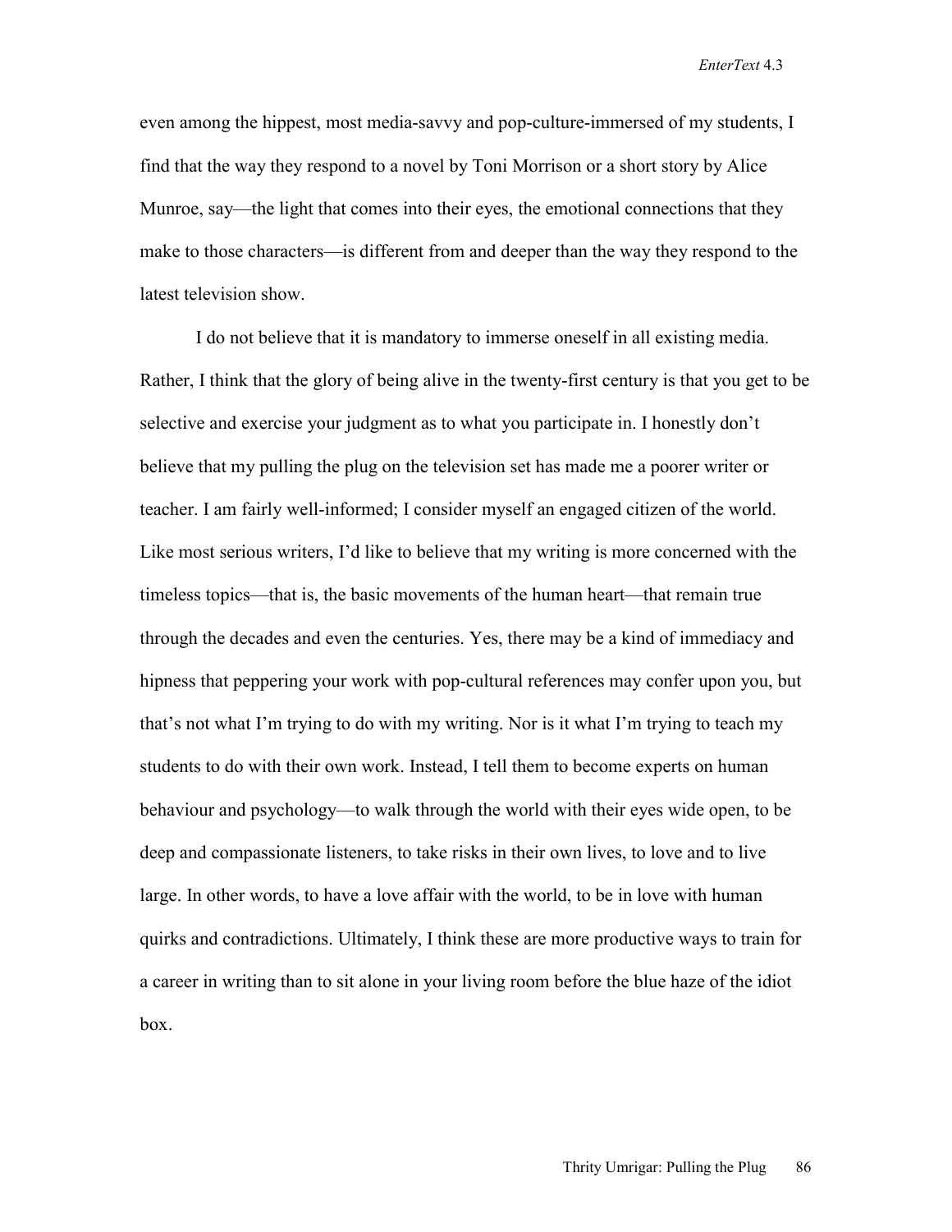even among the hippest, most media-savvy and pop-culture-immersed of my students, I find that the way they respond to a novel by Toni Morrison or a short story by Alice Munroe, say—the light that comes into their eyes, the emotional connections that they make to those characters—is different from and deeper than the way they respond to the latest television show.

I do not believe that it is mandatory to immerse oneself in all existing media. Rather, I think that the glory of being alive in the twenty-first century is that you get to be selective and exercise your judgment as to what you participate in. I honestly don't believe that my pulling the plug on the television set has made me a poorer writer or teacher. I am fairly well-informed; I consider myself an engaged citizen of the world. Like most serious writers, I'd like to believe that my writing is more concerned with the timeless topics—that is, the basic movements of the human heart—that remain true through the decades and even the centuries. Yes, there may be a kind of immediacy and hipness that peppering your work with pop-cultural references may confer upon you, but that's not what I'm trying to do with my writing. Nor is it what I'm trying to teach my students to do with their own work. Instead, I tell them to become experts on human behaviour and psychology—to walk through the world with their eyes wide open, to be deep and compassionate listeners, to take risks in their own lives, to love and to live large. In other words, to have a love affair with the world, to be in love with human quirks and contradictions. Ultimately, I think these are more productive ways to train for a career in writing than to sit alone in your living room before the blue haze of the idiot box.